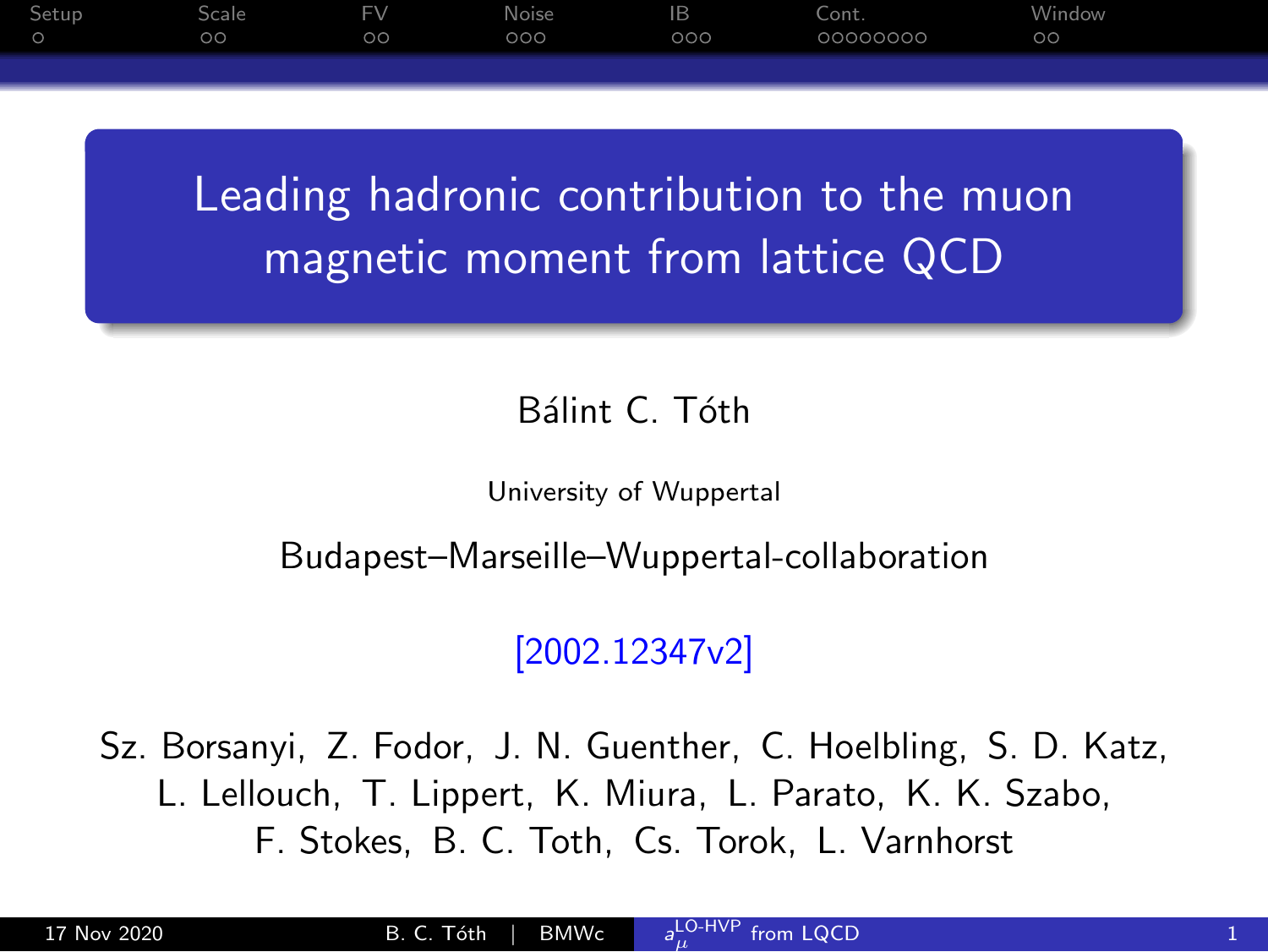# Leading hadronic contribution to the muon magnetic moment from lattice QCD

Bálint C. Tóth

University of Wuppertal

Budapest–Marseille–Wuppertal-collaboration

[2002.12347v2]

Sz. Borsanyi, Z. Fodor, J. N. Guenther, C. Hoelbling, S. D. Katz, L. Lellouch, T. Lippert, K. Miura, L. Parato, K. K. Szabo, F. Stokes, B. C. Toth, Cs. Torok, L. Varnhorst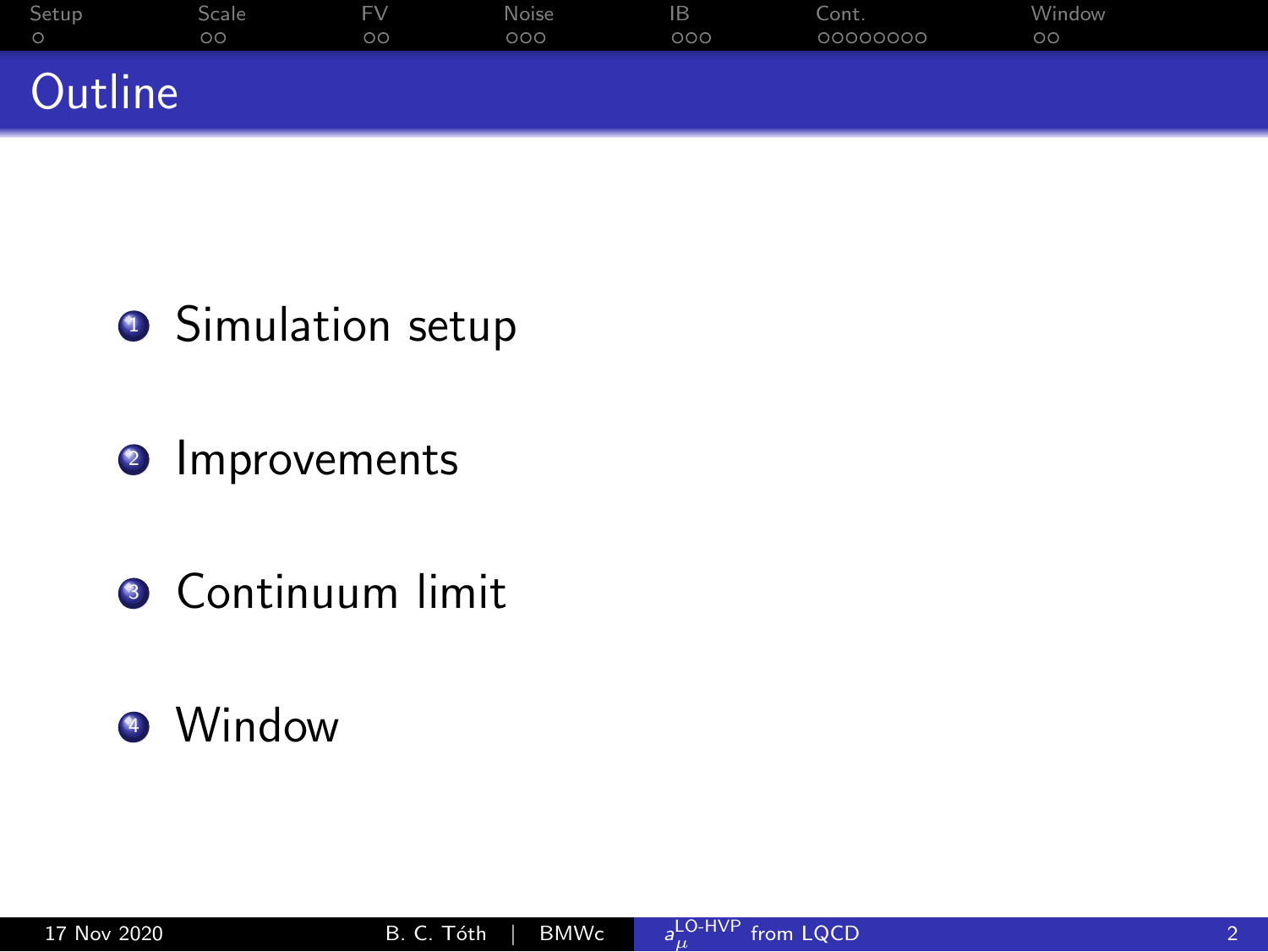# Outline

1. Simulation setup
2. Improvements
3. Continuum limit
4. Window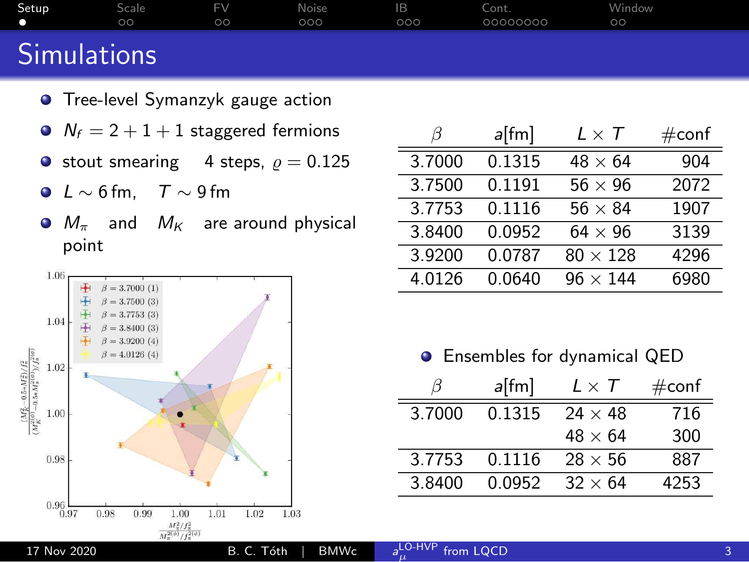# Simulations

- Tree-level Symanzyk gauge action
- $N_f = 2+1+1$ staggered fermions
- stout smearing 4 steps, $\varrho = 0.125$
- $L \sim 6\,\text{fm}$, $T \sim 9\,\text{fm}$
- $M_\pi$ and $M_K$ are around physical point

| $\beta$ | $a$[fm] | $L \times T$ | #conf |
|---|---|---|---|
| 3.7000 | 0.1315 | $48 \times 64$ | 904 |
| 3.7500 | 0.1191 | $56 \times 96$ | 2072 |
| 3.7753 | 0.1116 | $56 \times 84$ | 1907 |
| 3.8400 | 0.0952 | $64 \times 96$ | 3139 |
| 3.9200 | 0.0787 | $80 \times 128$ | 4296 |
| 4.0126 | 0.0640 | $96 \times 144$ | 6980 |

- Ensembles for dynamical QED

| $\beta$ | $a$[fm] | $L \times T$ | #conf |
|---|---|---|---|
| 3.7000 | 0.1315 | $24 \times 48$ | 716 |
| | | $48 \times 64$ | 300 |
| 3.7753 | 0.1116 | $28 \times 56$ | 887 |
| 3.8400 | 0.0952 | $32 \times 64$ | 4253 |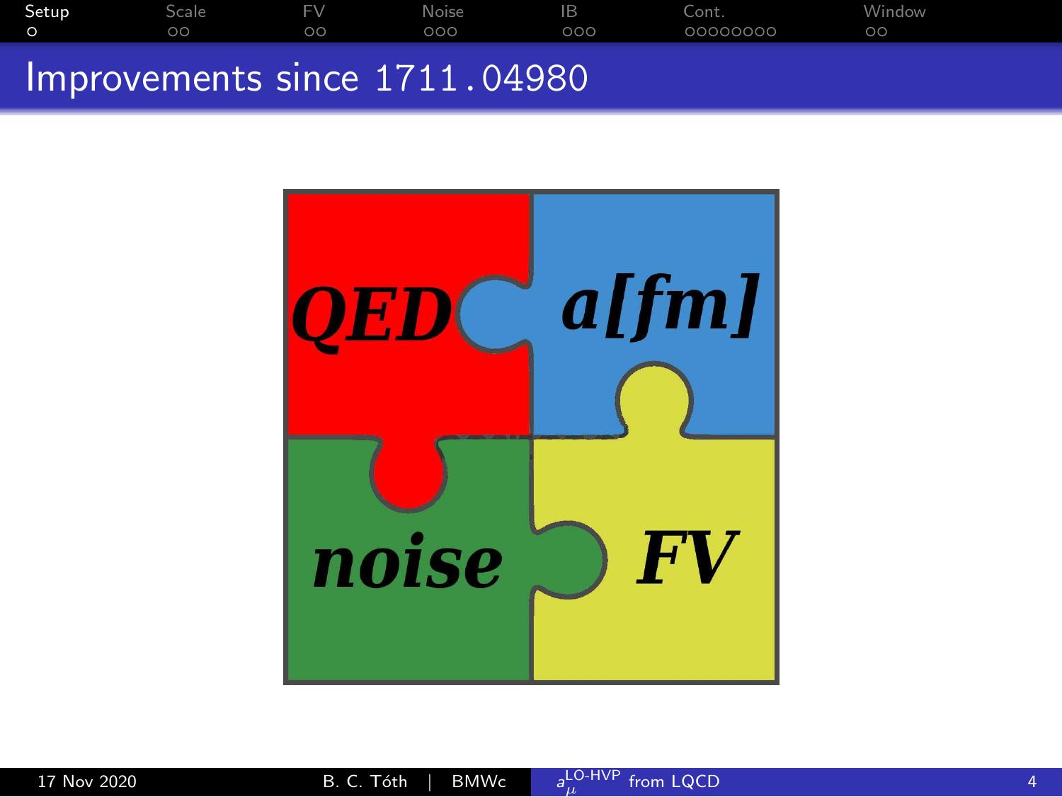# Improvements since 1711.04980

QED

a[fm]

noise

FV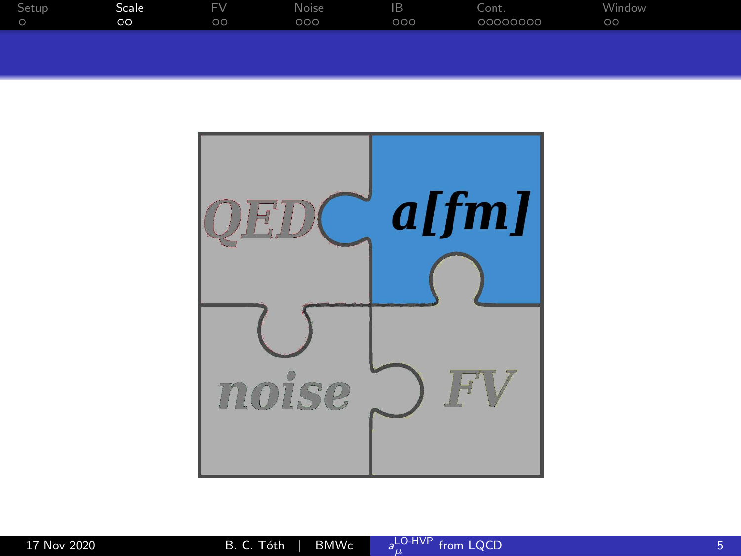QED

a[fm]

noise

FV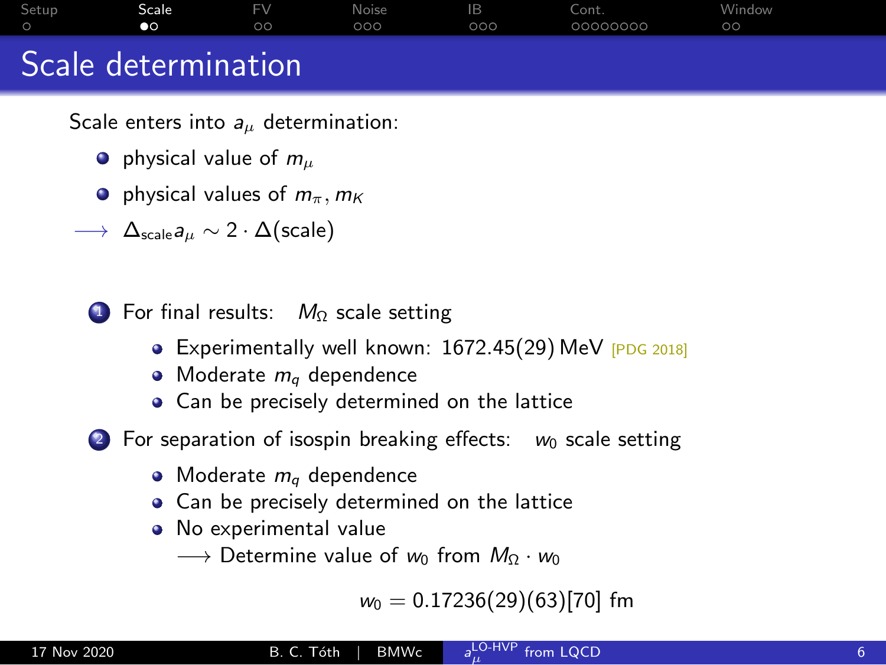# Scale determination

Scale enters into $a_\mu$ determination:

- physical value of $m_\mu$
- physical values of $m_\pi, m_K$

$\longrightarrow$ $\Delta_{\text{scale}} a_\mu \sim 2 \cdot \Delta(\text{scale})$

1. For final results: $M_\Omega$ scale setting
   - Experimentally well known: 1672.45(29) MeV [PDG 2018]
   - Moderate $m_q$ dependence
   - Can be precisely determined on the lattice
2. For separation of isospin breaking effects: $w_0$ scale setting
   - Moderate $m_q$ dependence
   - Can be precisely determined on the lattice
   - No experimental value

     $\longrightarrow$ Determine value of $w_0$ from $M_\Omega \cdot w_0$

$$w_0 = 0.17236(29)(63)[70] \text{ fm}$$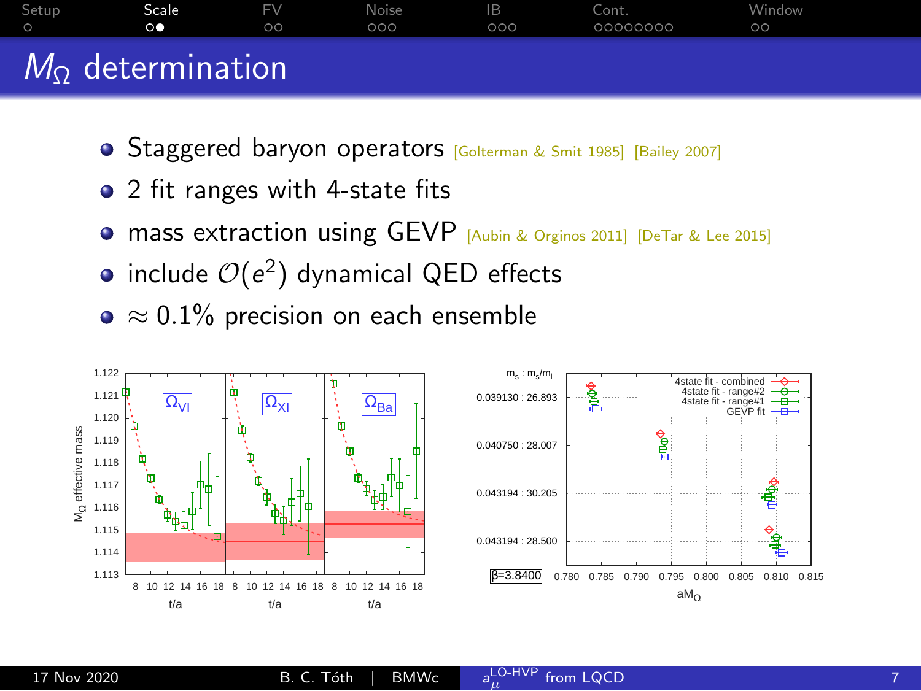# $M_\Omega$ determination

- Staggered baryon operators [Golterman & Smit 1985] [Bailey 2007]
- 2 fit ranges with 4-state fits
- mass extraction using GEVP [Aubin & Orginos 2011] [DeTar & Lee 2015]
- include $\mathcal{O}(e^2)$ dynamical QED effects
- $\approx 0.1\%$ precision on each ensemble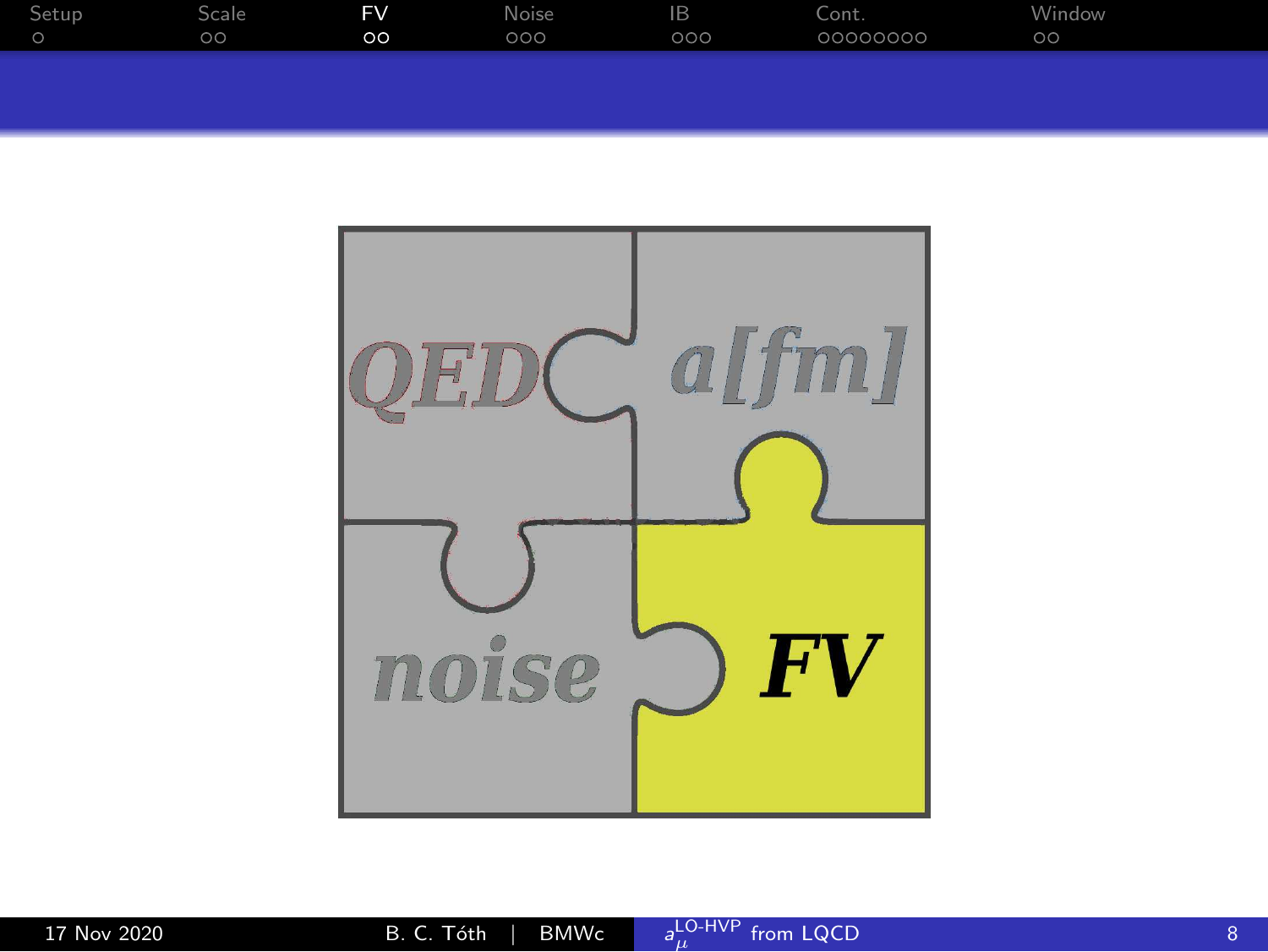QED

a[fm]

noise

FV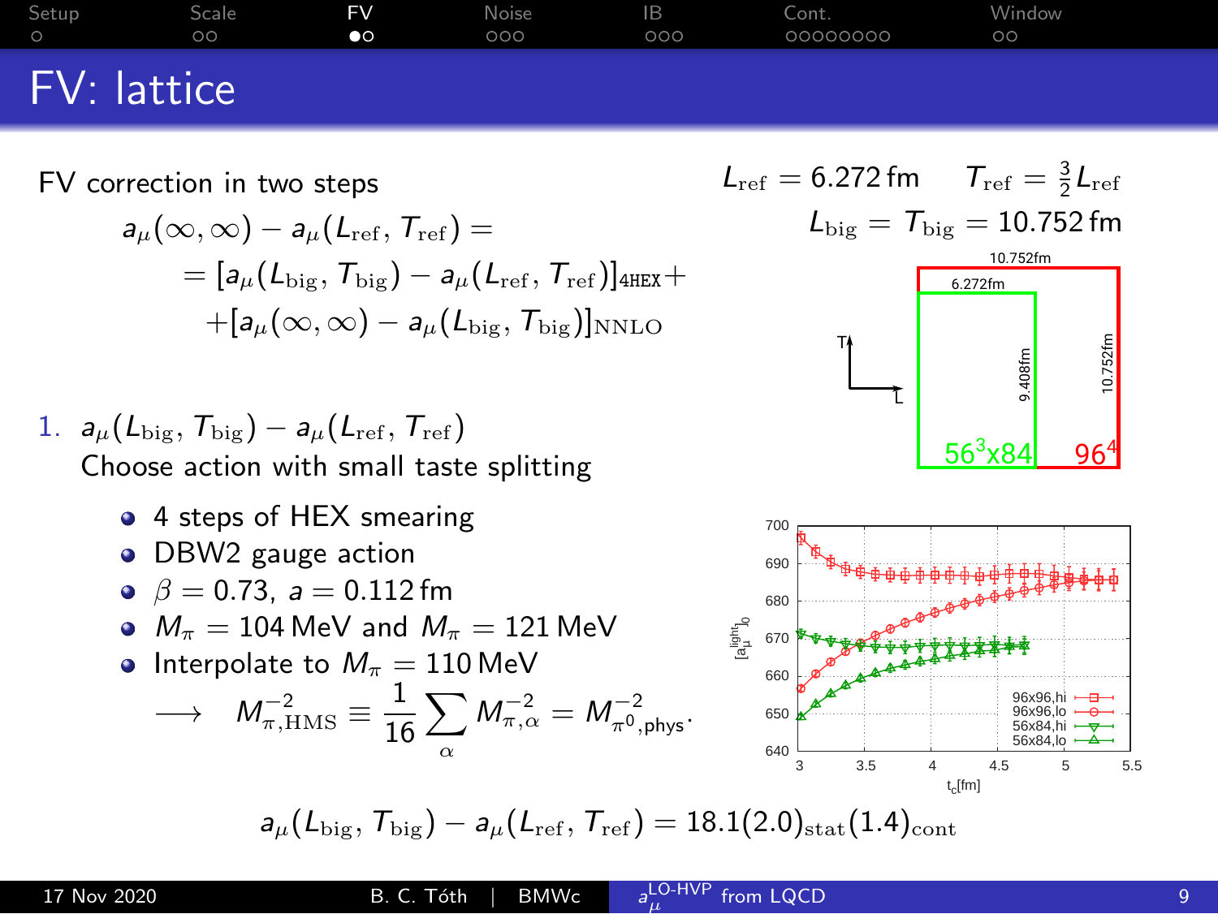# FV: lattice

FV correction in two steps

$$a_\mu(\infty,\infty) - a_\mu(L_{\mathrm{ref}}, T_{\mathrm{ref}}) =$$
$$= [a_\mu(L_{\mathrm{big}}, T_{\mathrm{big}}) - a_\mu(L_{\mathrm{ref}}, T_{\mathrm{ref}})]_{\mathtt{4HEX}} +$$
$$+ [a_\mu(\infty,\infty) - a_\mu(L_{\mathrm{big}}, T_{\mathrm{big}})]_{\mathrm{NNLO}}$$

$L_{\mathrm{ref}} = 6.272\,\mathrm{fm}$ $\quad T_{\mathrm{ref}} = \frac{3}{2} L_{\mathrm{ref}}$

$L_{\mathrm{big}} = T_{\mathrm{big}} = 10.752\,\mathrm{fm}$

1. $a_\mu(L_{\mathrm{big}}, T_{\mathrm{big}}) - a_\mu(L_{\mathrm{ref}}, T_{\mathrm{ref}})$

   Choose action with small taste splitting

   - 4 steps of HEX smearing
   - DBW2 gauge action
   - $\beta = 0.73,\ a = 0.112\,\mathrm{fm}$
   - $M_\pi = 104\,\mathrm{MeV}$ and $M_\pi = 121\,\mathrm{MeV}$
   - Interpolate to $M_\pi = 110\,\mathrm{MeV}$

   $$\longrightarrow \quad M_{\pi,\mathrm{HMS}}^{-2} \equiv \frac{1}{16} \sum_\alpha M_{\pi,\alpha}^{-2} = M_{\pi^0,\mathrm{phys}}^{-2}.$$

$$a_\mu(L_{\mathrm{big}}, T_{\mathrm{big}}) - a_\mu(L_{\mathrm{ref}}, T_{\mathrm{ref}}) = 18.1(2.0)_{\mathrm{stat}}(1.4)_{\mathrm{cont}}$$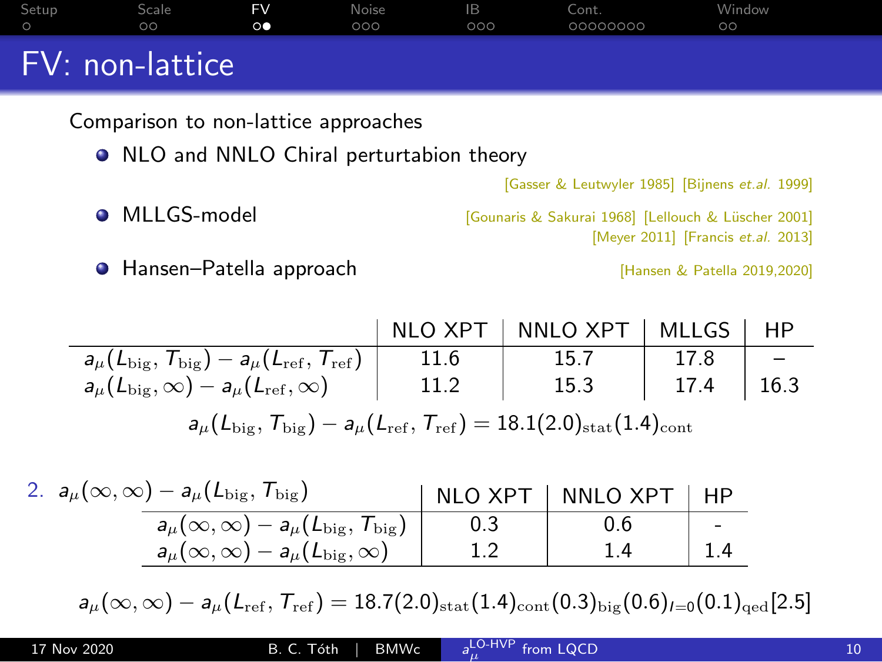# FV: non-lattice

Comparison to non-lattice approaches

- NLO and NNLO Chiral perturbation theory

  [Gasser & Leutwyler 1985] [Bijnens *et.al.* 1999]

- MLLGS-model

  [Gounaris & Sakurai 1968] [Lellouch & Lüscher 2001] [Meyer 2011] [Francis *et.al.* 2013]

- Hansen–Patella approach

  [Hansen & Patella 2019,2020]

| | NLO XPT | NNLO XPT | MLLGS | HP |
|---|---|---|---|---|
| $a_\mu(L_{\rm big}, T_{\rm big}) - a_\mu(L_{\rm ref}, T_{\rm ref})$ | 11.6 | 15.7 | 17.8 | – |
| $a_\mu(L_{\rm big}, \infty) - a_\mu(L_{\rm ref}, \infty)$ | 11.2 | 15.3 | 17.4 | 16.3 |

$$a_\mu(L_{\rm big}, T_{\rm big}) - a_\mu(L_{\rm ref}, T_{\rm ref}) = 18.1(2.0)_{\rm stat}(1.4)_{\rm cont}$$

2. $a_\mu(\infty, \infty) - a_\mu(L_{\rm big}, T_{\rm big})$

| | NLO XPT | NNLO XPT | HP |
|---|---|---|---|
| $a_\mu(\infty, \infty) - a_\mu(L_{\rm big}, T_{\rm big})$ | 0.3 | 0.6 | - |
| $a_\mu(\infty, \infty) - a_\mu(L_{\rm big}, \infty)$ | 1.2 | 1.4 | 1.4 |

$$a_\mu(\infty, \infty) - a_\mu(L_{\rm ref}, T_{\rm ref}) = 18.7(2.0)_{\rm stat}(1.4)_{\rm cont}(0.3)_{\rm big}(0.6)_{I=0}(0.1)_{\rm qed}[2.5]$$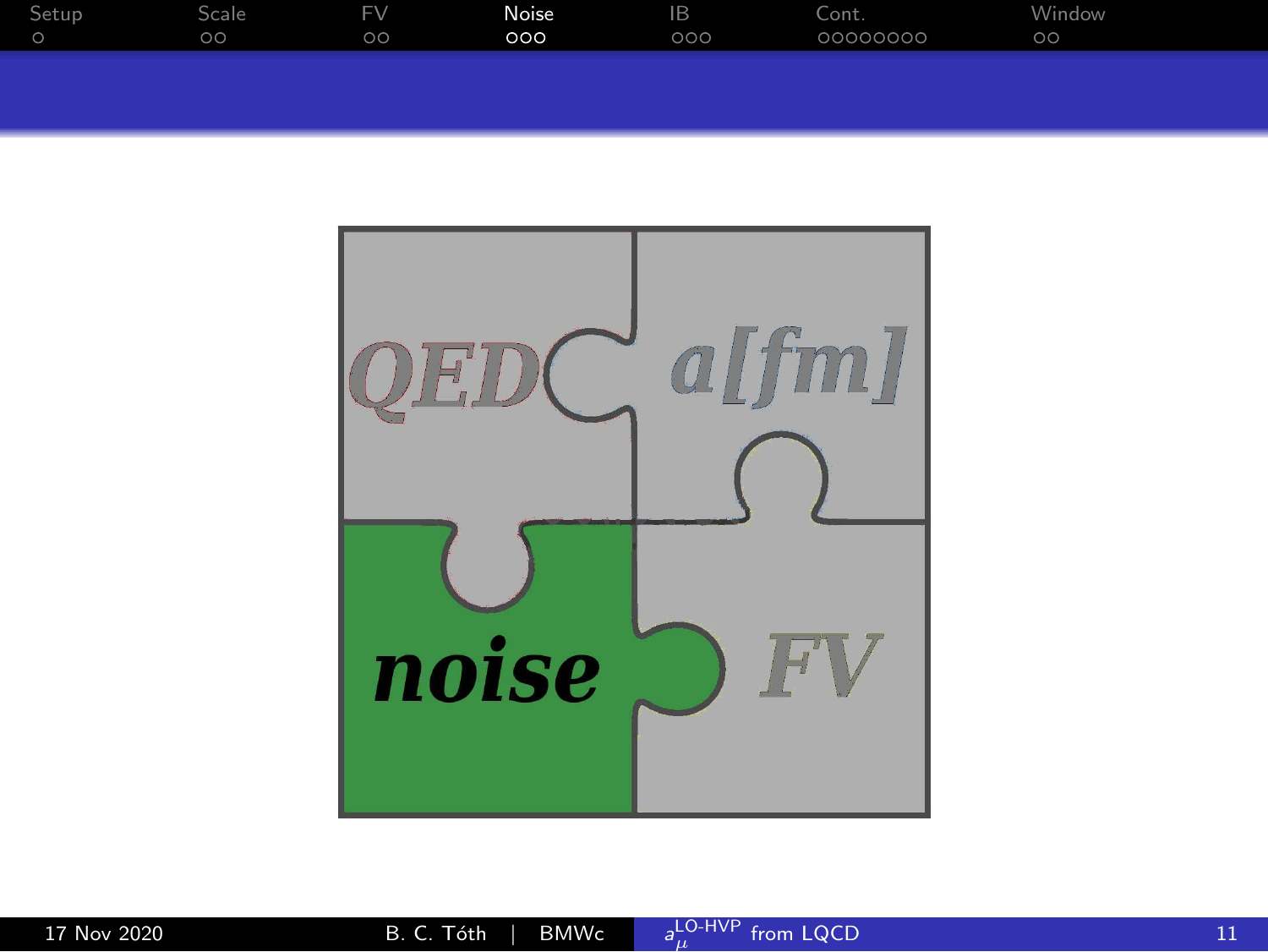QED

a[fm]

noise

FV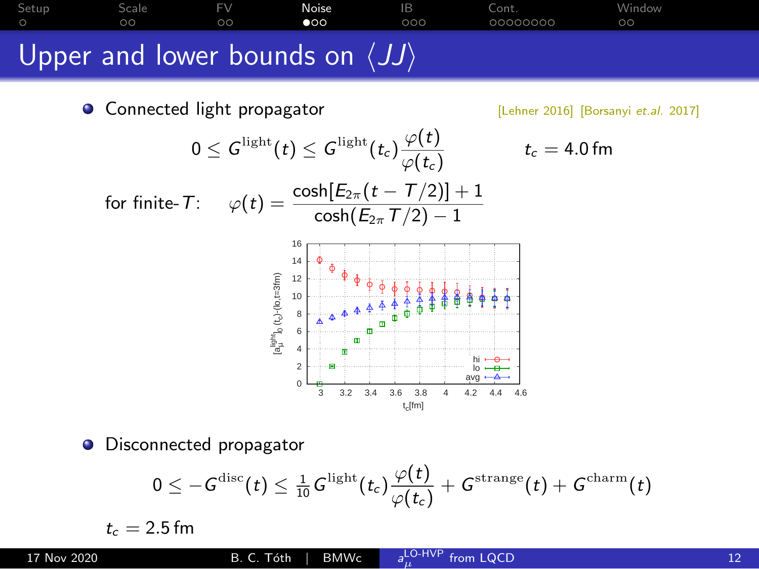# Upper and lower bounds on $\langle JJ \rangle$

- Connected light propagator [Lehner 2016] [Borsanyi *et.al.* 2017]

$$0 \leq G^{\text{light}}(t) \leq G^{\text{light}}(t_c)\frac{\varphi(t)}{\varphi(t_c)} \qquad t_c = 4.0\,\text{fm}$$

for finite-$T$: $$\varphi(t) = \frac{\cosh[E_{2\pi}(t - T/2)] + 1}{\cosh(E_{2\pi}T/2) - 1}$$

- Disconnected propagator

$$0 \leq -G^{\text{disc}}(t) \leq \frac{1}{10}G^{\text{light}}(t_c)\frac{\varphi(t)}{\varphi(t_c)} + G^{\text{strange}}(t) + G^{\text{charm}}(t)$$

$t_c = 2.5\,\text{fm}$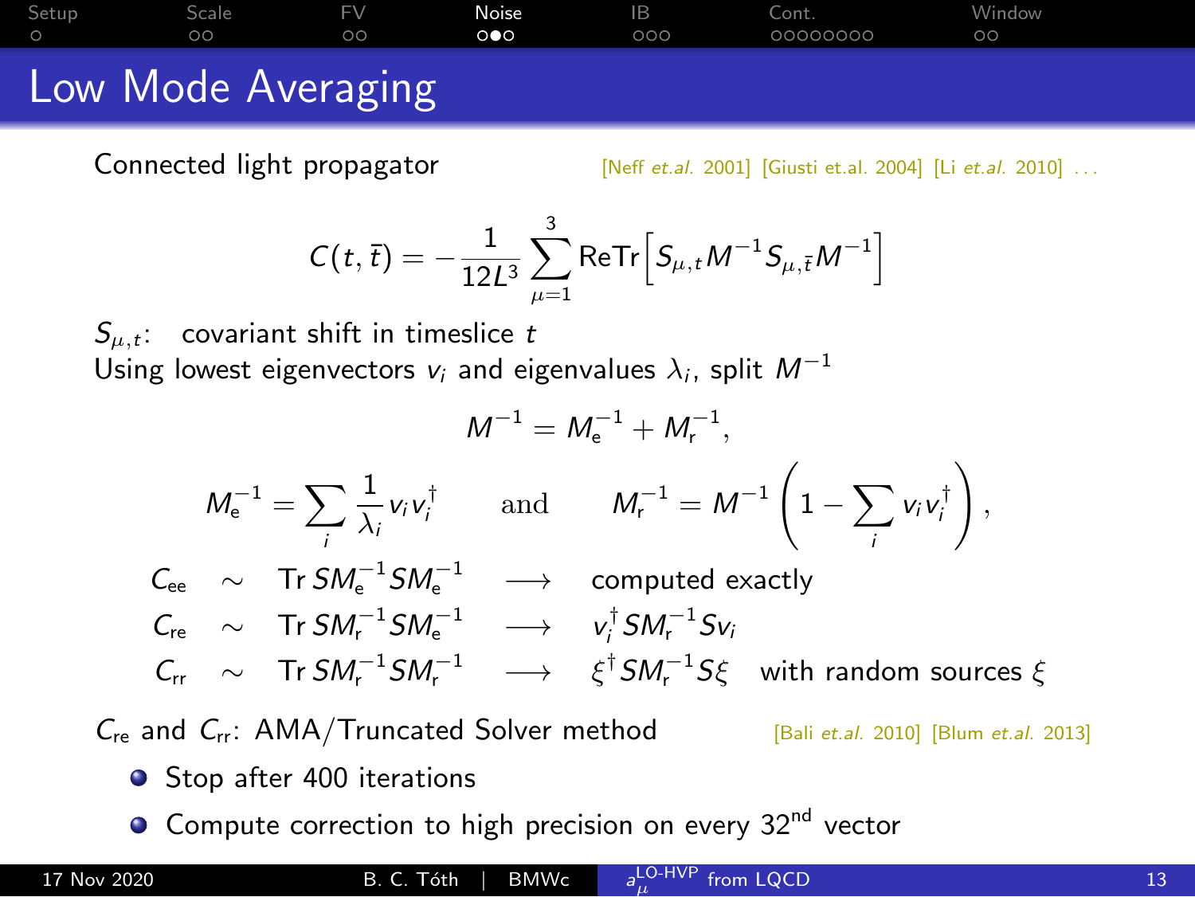# Low Mode Averaging

Connected light propagator [Neff *et.al.* 2001] [Giusti et.al. 2004] [Li *et.al.* 2010] ...

$$C(t,\bar{t}) = -\frac{1}{12L^3}\sum_{\mu=1}^{3} \mathrm{ReTr}\Big[S_{\mu,t}M^{-1}S_{\mu,\bar{t}}M^{-1}\Big]$$

$S_{\mu,t}$: covariant shift in timeslice $t$

Using lowest eigenvectors $v_i$ and eigenvalues $\lambda_i$, split $M^{-1}$

$$M^{-1} = M_\mathrm{e}^{-1} + M_\mathrm{r}^{-1},$$

$$M_\mathrm{e}^{-1} = \sum_i \frac{1}{\lambda_i} v_i v_i^\dagger \qquad \text{and} \qquad M_\mathrm{r}^{-1} = M^{-1}\left(1 - \sum_i v_i v_i^\dagger\right),$$

$$\begin{aligned}
C_\mathrm{ee} &\sim \mathrm{Tr}\, SM_\mathrm{e}^{-1}SM_\mathrm{e}^{-1} &\longrightarrow&\quad \text{computed exactly}\\
C_\mathrm{re} &\sim \mathrm{Tr}\, SM_\mathrm{r}^{-1}SM_\mathrm{e}^{-1} &\longrightarrow&\quad v_i^\dagger SM_\mathrm{r}^{-1}Sv_i\\
C_\mathrm{rr} &\sim \mathrm{Tr}\, SM_\mathrm{r}^{-1}SM_\mathrm{r}^{-1} &\longrightarrow&\quad \xi^\dagger SM_\mathrm{r}^{-1}S\xi \quad \text{with random sources } \xi
\end{aligned}$$

$C_\mathrm{re}$ and $C_\mathrm{rr}$: AMA/Truncated Solver method [Bali *et.al.* 2010] [Blum *et.al.* 2013]

- Stop after 400 iterations
- Compute correction to high precision on every 32nd vector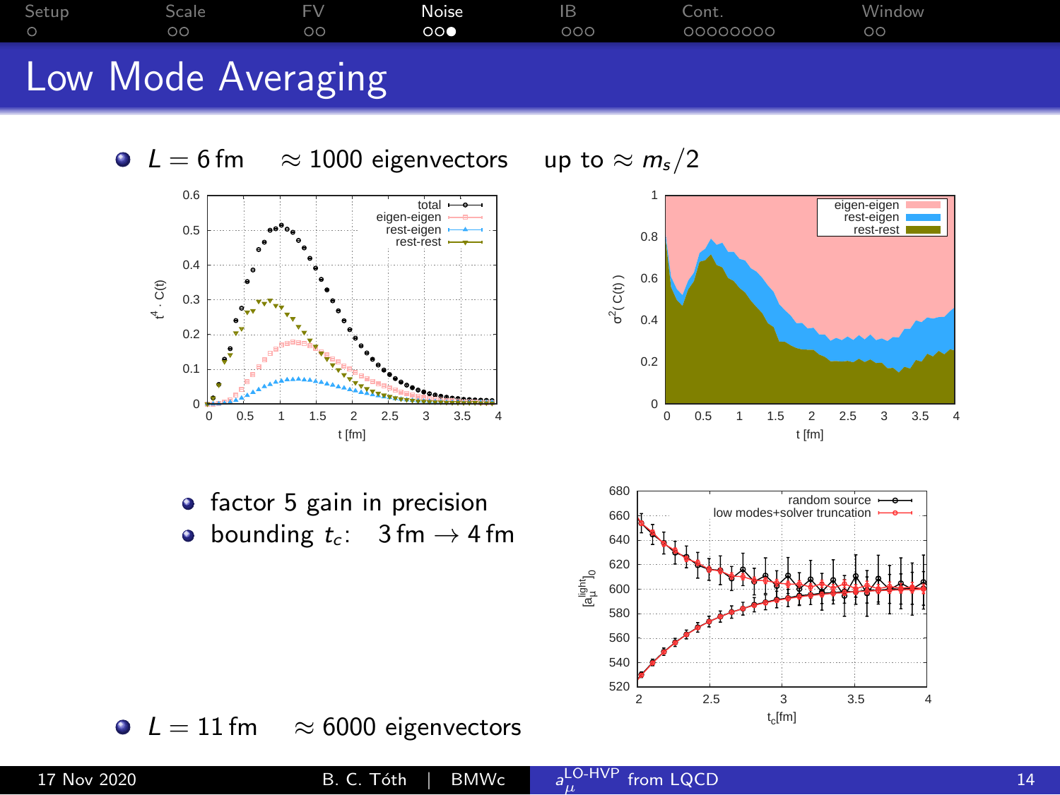# Low Mode Averaging

- $L = 6\,\text{fm}$ $\quad\approx 1000$ eigenvectors $\quad$ up to $\approx m_s/2$

  - factor 5 gain in precision
  - bounding $t_c$: $\quad 3\,\text{fm} \rightarrow 4\,\text{fm}$

- $L = 11\,\text{fm}$ $\quad\approx 6000$ eigenvectors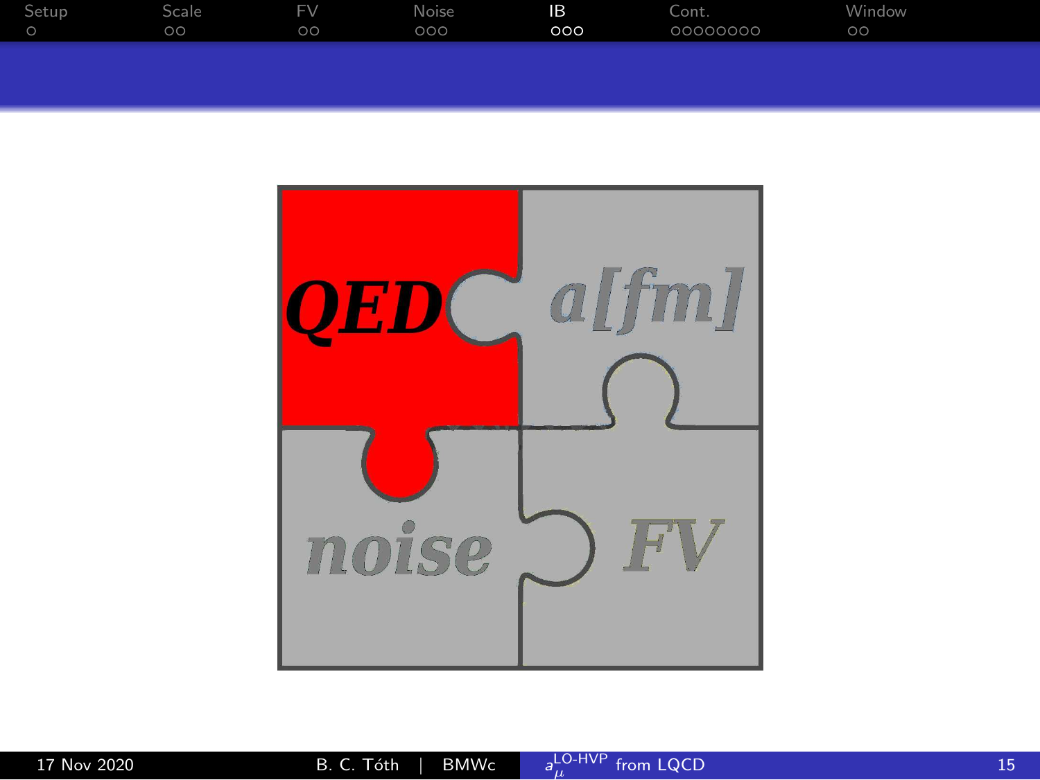QED

a[fm]

noise

FV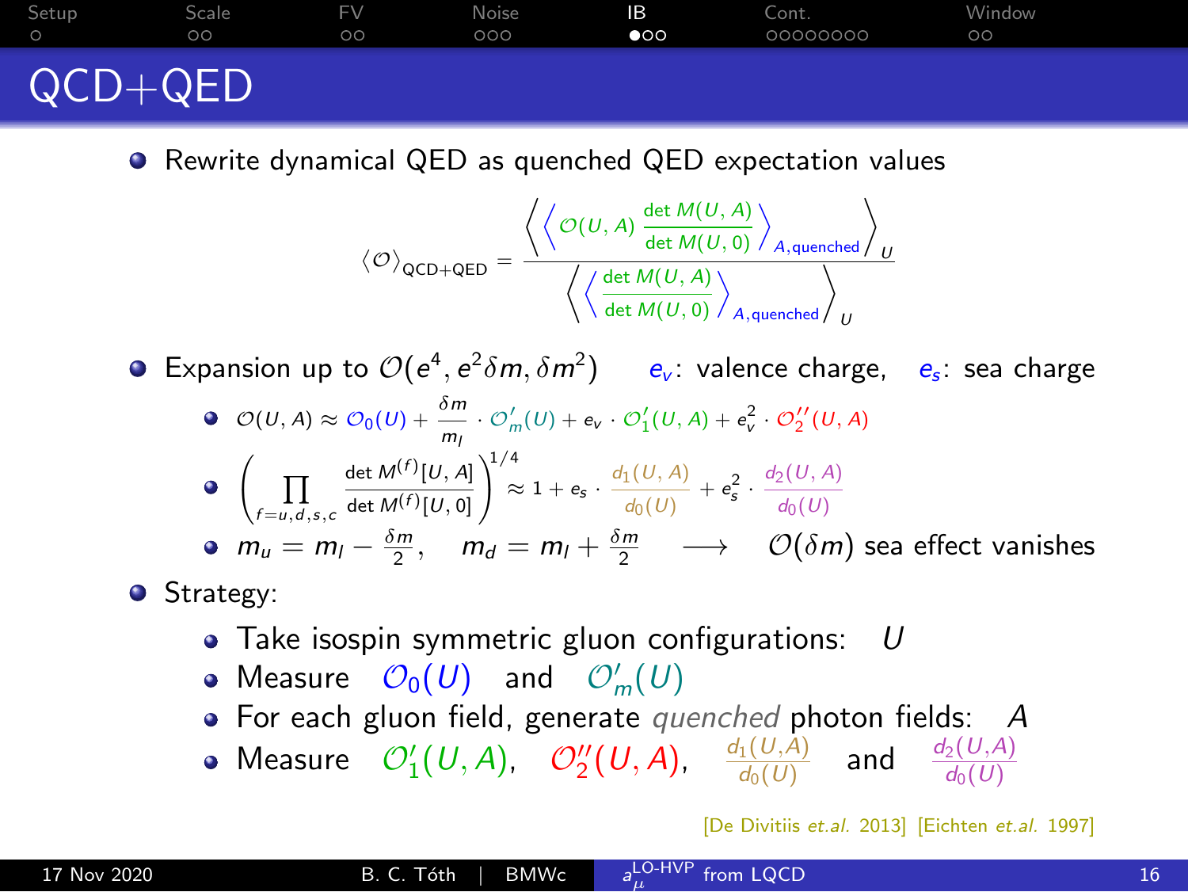# QCD+QED

- Rewrite dynamical QED as quenched QED expectation values

$$\langle \mathcal{O} \rangle_{\text{QCD+QED}} = \frac{\left\langle \left\langle \mathcal{O}(U,A) \, \frac{\det M(U,A)}{\det M(U,0)} \right\rangle_{A,\text{quenched}} \right\rangle_U}{\left\langle \left\langle \frac{\det M(U,A)}{\det M(U,0)} \right\rangle_{A,\text{quenched}} \right\rangle_U}$$

- Expansion up to $\mathcal{O}(e^4, e^2\delta m, \delta m^2)$ $e_v$: valence charge, $e_s$: sea charge
  - $\mathcal{O}(U,A) \approx \mathcal{O}_0(U) + \frac{\delta m}{m_l} \cdot \mathcal{O}'_m(U) + e_v \cdot \mathcal{O}'_1(U,A) + e_v^2 \cdot \mathcal{O}''_2(U,A)$
  - $\left( \prod_{f=u,d,s,c} \frac{\det M^{(f)}[U,A]}{\det M^{(f)}[U,0]} \right)^{1/4} \approx 1 + e_s \cdot \frac{d_1(U,A)}{d_0(U)} + e_s^2 \cdot \frac{d_2(U,A)}{d_0(U)}$
  - $m_u = m_l - \frac{\delta m}{2}, \quad m_d = m_l + \frac{\delta m}{2} \quad \longrightarrow \quad \mathcal{O}(\delta m)$ sea effect vanishes
- Strategy:
  - Take isospin symmetric gluon configurations: $U$
  - Measure $\mathcal{O}_0(U)$ and $\mathcal{O}'_m(U)$
  - For each gluon field, generate *quenched* photon fields: $A$
  - Measure $\mathcal{O}'_1(U,A)$, $\mathcal{O}''_2(U,A)$, $\frac{d_1(U,A)}{d_0(U)}$ and $\frac{d_2(U,A)}{d_0(U)}$

[De Divitiis *et.al.* 2013] [Eichten *et.al.* 1997]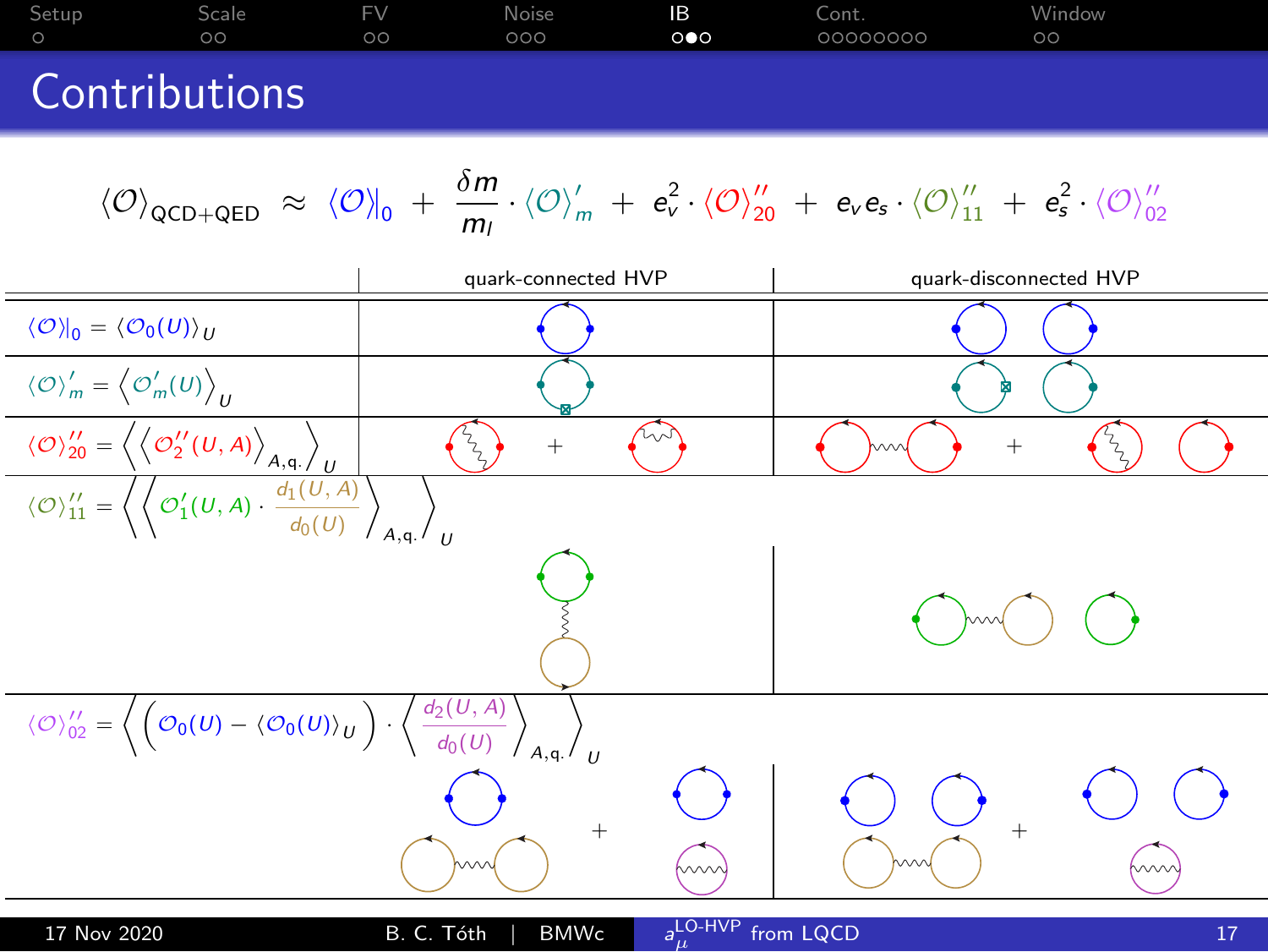# Contributions

$$\langle \mathcal{O} \rangle_{\text{QCD+QED}} \approx \langle \mathcal{O} \rangle|_0 + \frac{\delta m}{m_l} \cdot \langle \mathcal{O} \rangle'_m + e_v^2 \cdot \langle \mathcal{O} \rangle''_{20} + e_v e_s \cdot \langle \mathcal{O} \rangle''_{11} + e_s^2 \cdot \langle \mathcal{O} \rangle''_{02}$$

| | quark-connected HVP | quark-disconnected HVP |
|---|---|---|
| $\langle \mathcal{O} \rangle\|_0 = \langle \mathcal{O}_0(U) \rangle_U$ | | |
| $\langle \mathcal{O} \rangle'_m = \left\langle \mathcal{O}'_m(U) \right\rangle_U$ | | |
| $\langle \mathcal{O} \rangle''_{20} = \left\langle \left\langle \mathcal{O}''_2(U,A) \right\rangle_{A,\text{q.}} \right\rangle_U$ | + | + |
| $\langle \mathcal{O} \rangle''_{11} = \left\langle \left\langle \mathcal{O}'_1(U,A) \cdot \frac{d_1(U,A)}{d_0(U)} \right\rangle_{A,\text{q.}} \right\rangle_U$ | | |
| $\langle \mathcal{O} \rangle''_{02} = \left\langle \left( \mathcal{O}_0(U) - \langle \mathcal{O}_0(U) \rangle_U \right) \cdot \left\langle \frac{d_2(U,A)}{d_0(U)} \right\rangle_{A,\text{q.}} \right\rangle_U$ | + | + |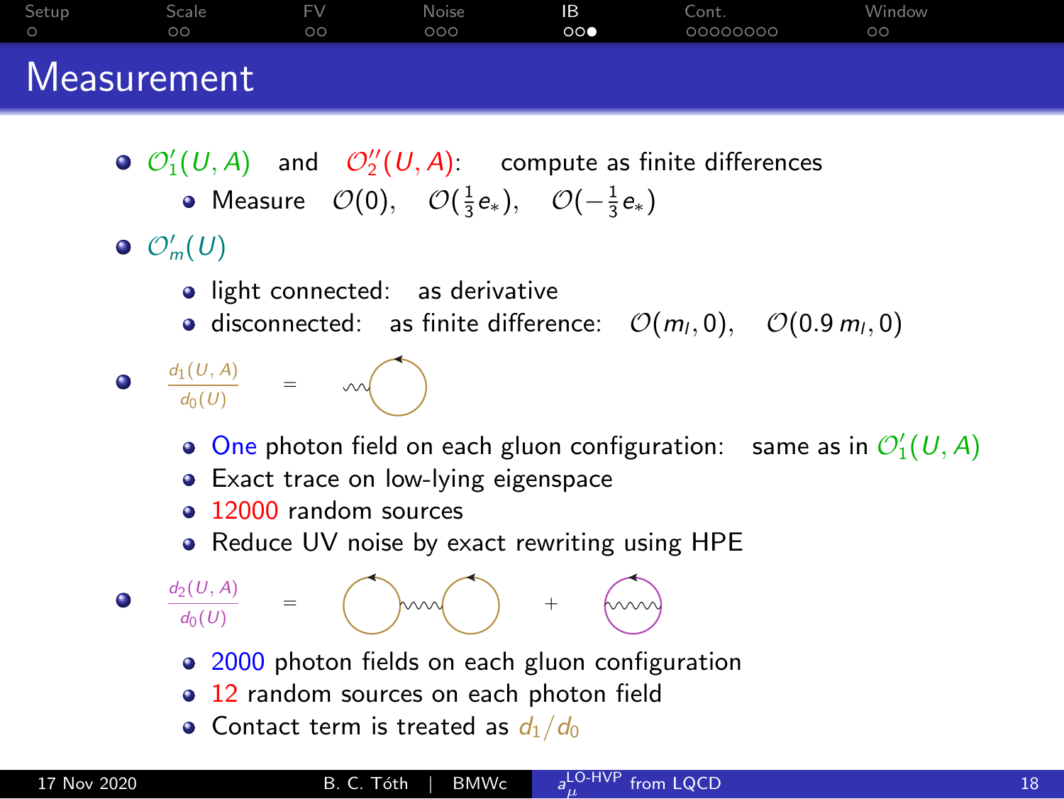# Measurement

- $\mathcal{O}_1'(U,A)$ and $\mathcal{O}_2''(U,A)$: compute as finite differences
  - Measure $\mathcal{O}(0)$, $\mathcal{O}(\frac{1}{3}e_*)$, $\mathcal{O}(-\frac{1}{3}e_*)$
- $\mathcal{O}_m'(U)$
  - light connected: as derivative
  - disconnected: as finite difference: $\mathcal{O}(m_l, 0)$, $\mathcal{O}(0.9\, m_l, 0)$
- $\frac{d_1(U,A)}{d_0(U)}$ =
  - One photon field on each gluon configuration: same as in $\mathcal{O}_1'(U,A)$
  - Exact trace on low-lying eigenspace
  - 12000 random sources
  - Reduce UV noise by exact rewriting using HPE
- $\frac{d_2(U,A)}{d_0(U)}$ = +
  - 2000 photon fields on each gluon configuration
  - 12 random sources on each photon field
  - Contact term is treated as $d_1/d_0$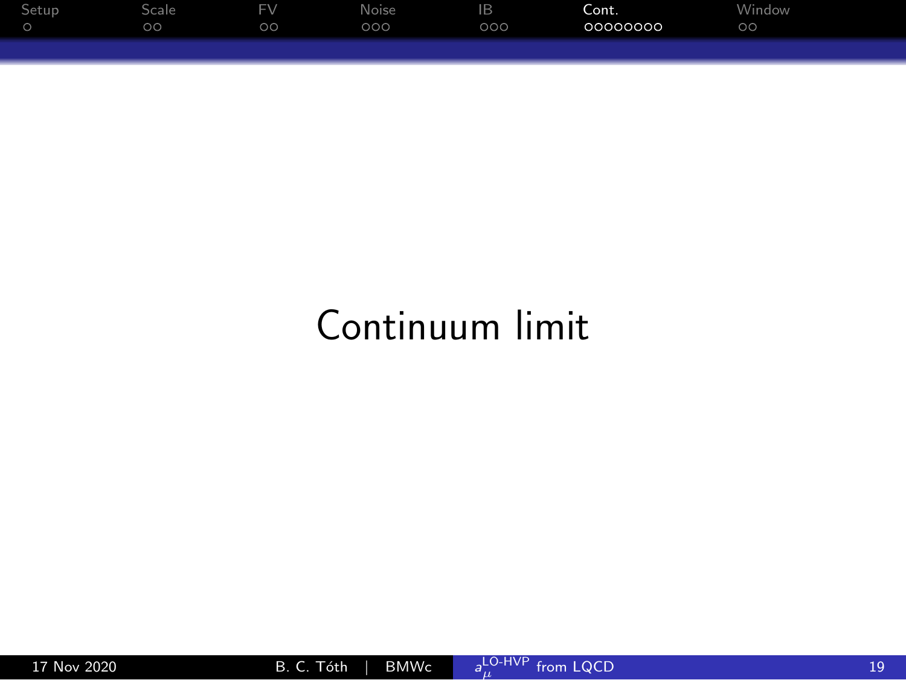# Continuum limit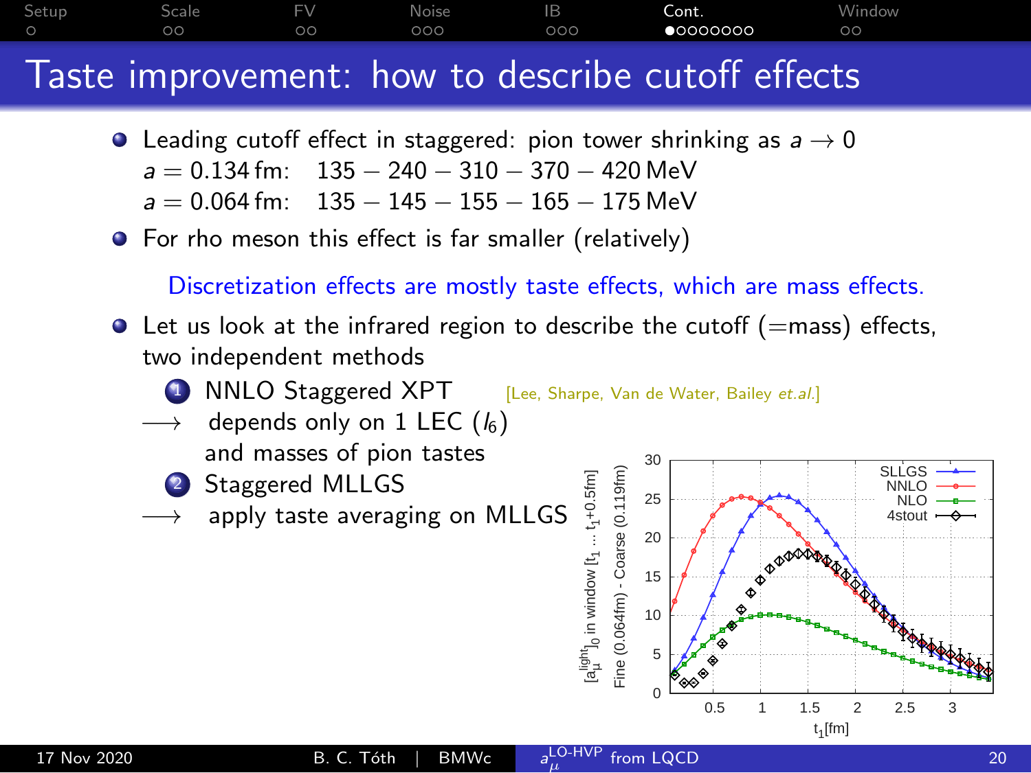# Taste improvement: how to describe cutoff effects

- Leading cutoff effect in staggered: pion tower shrinking as $a \to 0$
  $a = 0.134\,\text{fm}$: $135 - 240 - 310 - 370 - 420\,\text{MeV}$
  $a = 0.064\,\text{fm}$: $135 - 145 - 155 - 165 - 175\,\text{MeV}$
- For rho meson this effect is far smaller (relatively)

Discretization effects are mostly taste effects, which are mass effects.

- Let us look at the infrared region to describe the cutoff (=mass) effects, two independent methods
  1. NNLO Staggered XPT [Lee, Sharpe, Van de Water, Bailey *et.al.*]
     $\longrightarrow$ depends only on 1 LEC ($l_6$) and masses of pion tastes
  2. Staggered MLLGS
     $\longrightarrow$ apply taste averaging on MLLGS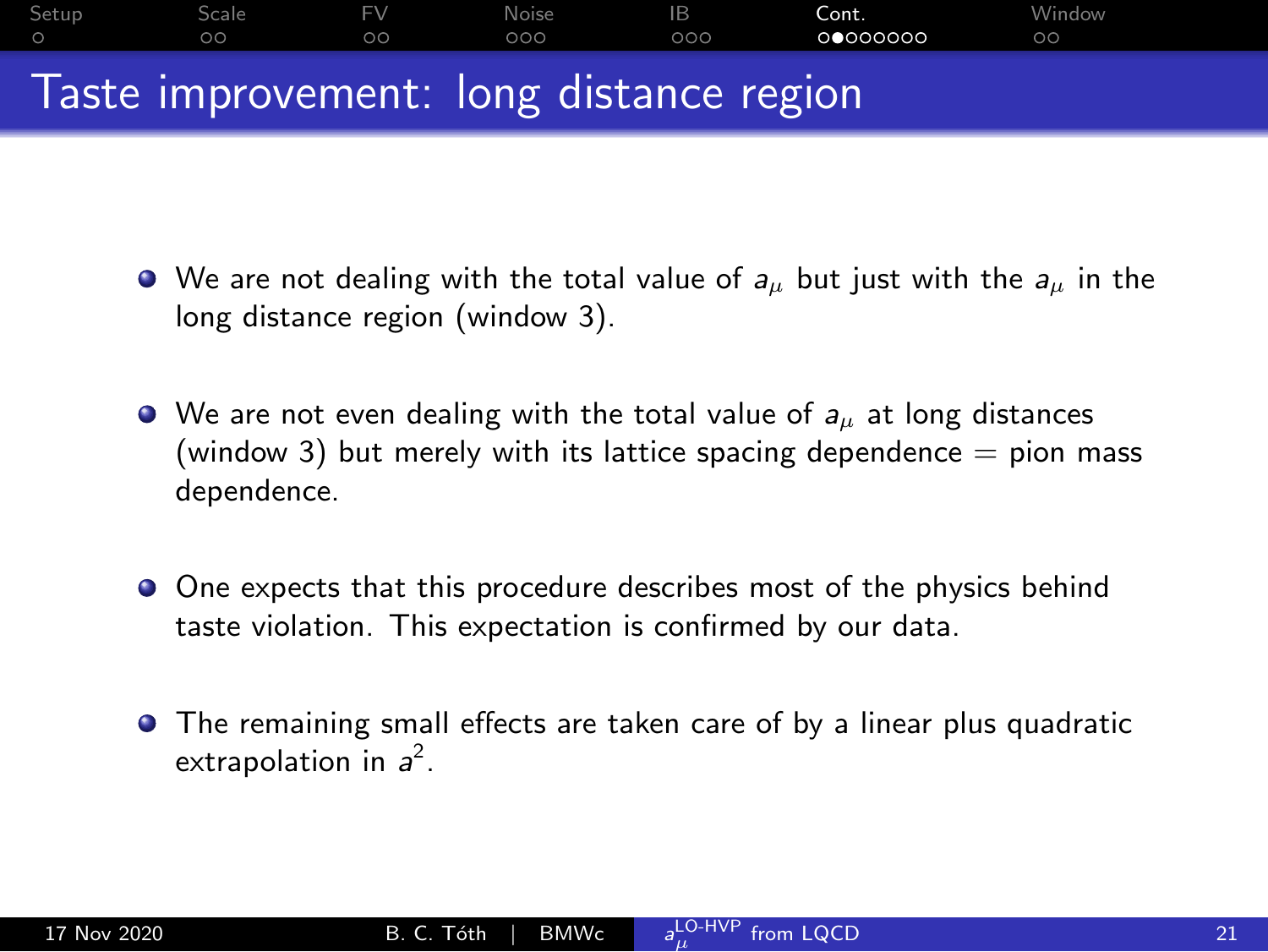# Taste improvement: long distance region

- We are not dealing with the total value of $a_\mu$ but just with the $a_\mu$ in the long distance region (window 3).
- We are not even dealing with the total value of $a_\mu$ at long distances (window 3) but merely with its lattice spacing dependence = pion mass dependence.
- One expects that this procedure describes most of the physics behind taste violation. This expectation is confirmed by our data.
- The remaining small effects are taken care of by a linear plus quadratic extrapolation in $a^2$.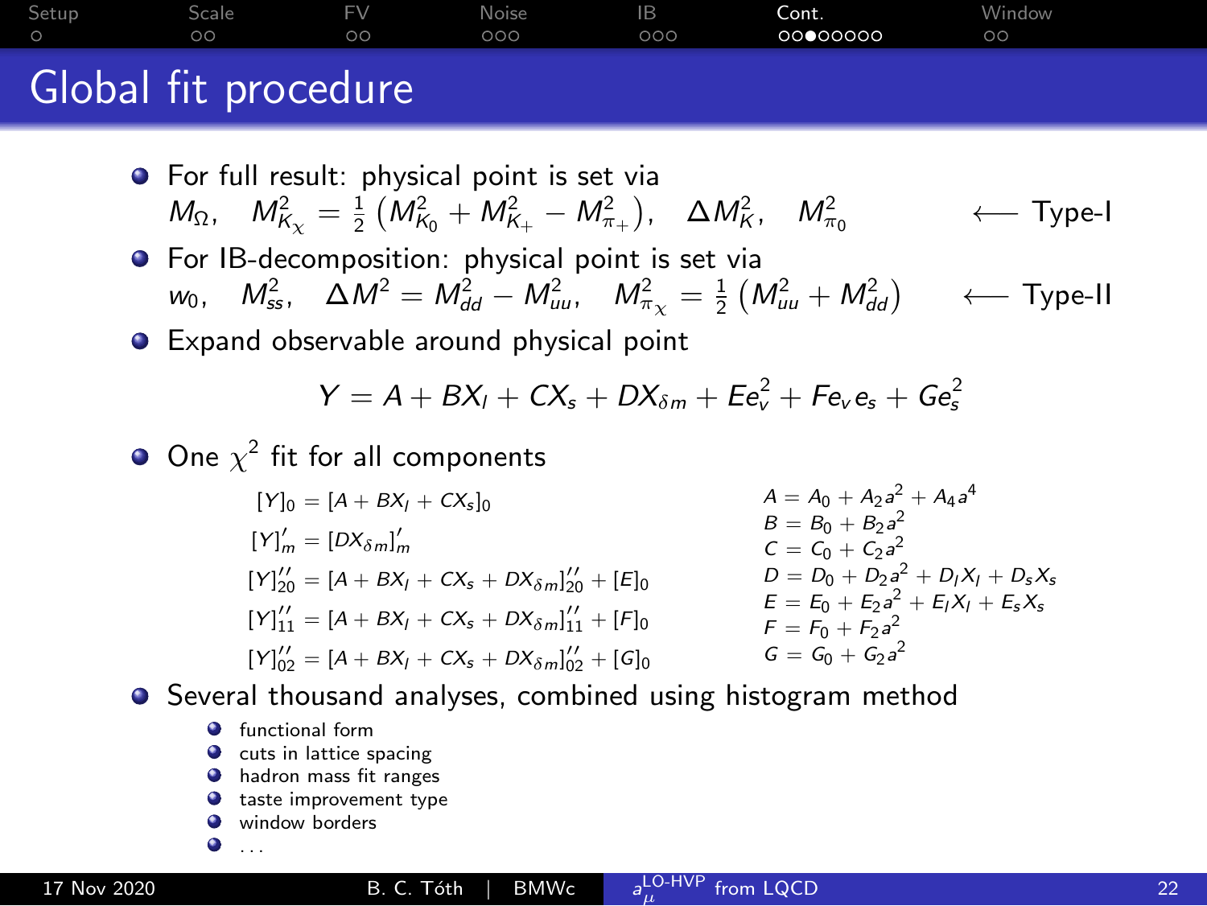# Global fit procedure

- For full result: physical point is set via
  $M_\Omega, \quad M^2_{K_\chi} = \frac{1}{2}\left(M^2_{K_0} + M^2_{K_+} - M^2_{\pi_+}\right), \quad \Delta M^2_K, \quad M^2_{\pi_0}$ $\longleftarrow$ Type-I
- For IB-decomposition: physical point is set via
  $w_0, \quad M^2_{ss}, \quad \Delta M^2 = M^2_{dd} - M^2_{uu}, \quad M^2_{\pi_\chi} = \frac{1}{2}\left(M^2_{uu} + M^2_{dd}\right)$ $\longleftarrow$ Type-II
- Expand observable around physical point

$$Y = A + BX_l + CX_s + DX_{\delta m} + Ee_v^2 + Fe_v e_s + Ge_s^2$$

- One $\chi^2$ fit for all components

$$
\begin{aligned}
[Y]_0 &= [A + BX_l + CX_s]_0 \\
[Y]'_m &= [DX_{\delta m}]'_m \\
[Y]''_{20} &= [A + BX_l + CX_s + DX_{\delta m}]''_{20} + [E]_0 \\
[Y]''_{11} &= [A + BX_l + CX_s + DX_{\delta m}]''_{11} + [F]_0 \\
[Y]''_{02} &= [A + BX_l + CX_s + DX_{\delta m}]''_{02} + [G]_0
\end{aligned}
$$

$$
\begin{aligned}
A &= A_0 + A_2 a^2 + A_4 a^4 \\
B &= B_0 + B_2 a^2 \\
C &= C_0 + C_2 a^2 \\
D &= D_0 + D_2 a^2 + D_l X_l + D_s X_s \\
E &= E_0 + E_2 a^2 + E_l X_l + E_s X_s \\
F &= F_0 + F_2 a^2 \\
G &= G_0 + G_2 a^2
\end{aligned}
$$

- Several thousand analyses, combined using histogram method
  - functional form
  - cuts in lattice spacing
  - hadron mass fit ranges
  - taste improvement type
  - window borders
  - ...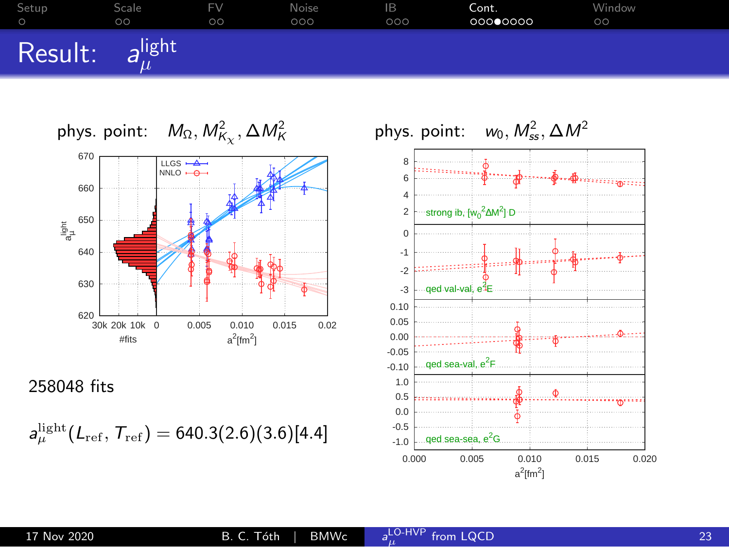# Result: $a_\mu^{\text{light}}$

phys. point: $M_\Omega, M^2_{K_\chi}, \Delta M^2_K$

phys. point: $w_0, M^2_{ss}, \Delta M^2$

258048 fits

$$a_\mu^{\text{light}}(L_{\text{ref}}, T_{\text{ref}}) = 640.3(2.6)(3.6)[4.4]$$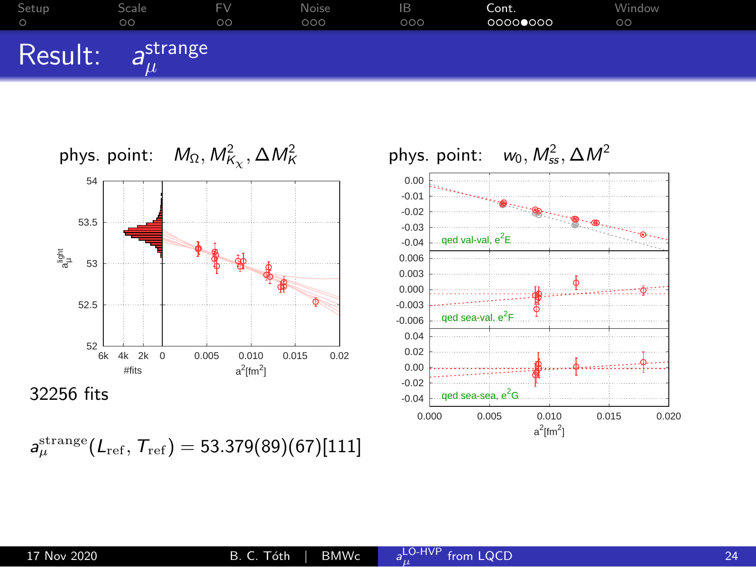# Result: $a_\mu^{\text{strange}}$

phys. point: $M_\Omega, M^2_{K_\chi}, \Delta M^2_K$

32256 fits

phys. point: $w_0, M^2_{ss}, \Delta M^2$

$$a_\mu^{\text{strange}}(L_{\text{ref}}, T_{\text{ref}}) = 53.379(89)(67)[111]$$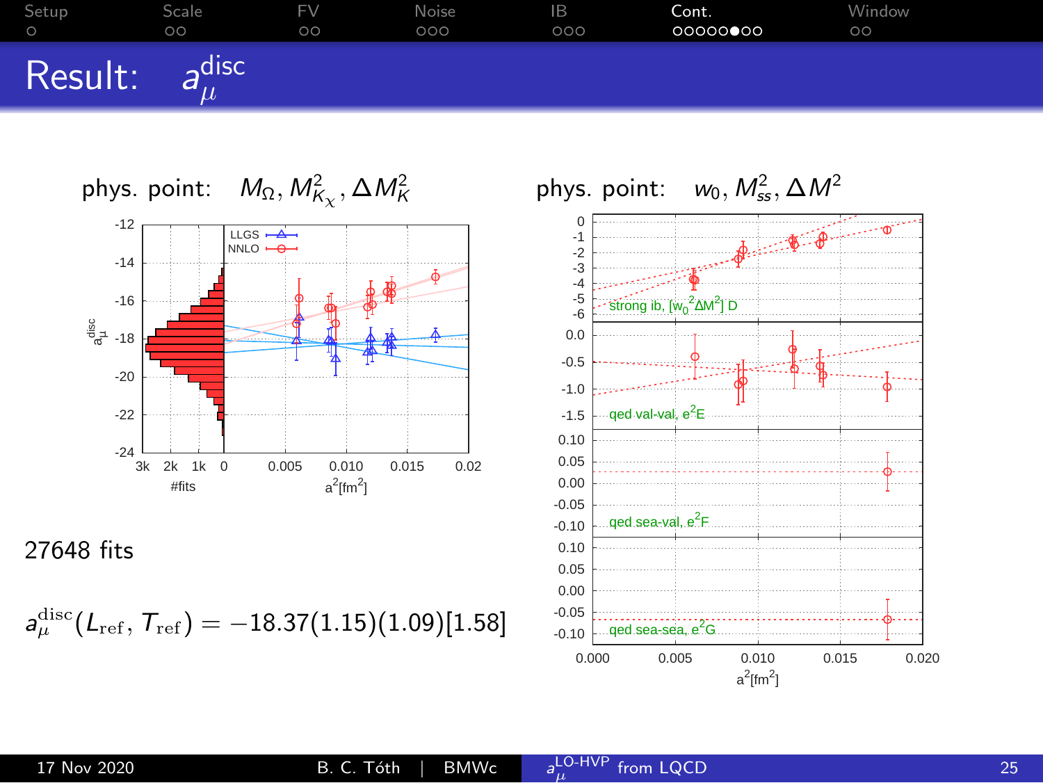# Result: $a_\mu^{\rm disc}$

phys. point: $M_\Omega, M^2_{K_\chi}, \Delta M^2_K$

phys. point: $w_0, M^2_{ss}, \Delta M^2$

27648 fits

$$a_\mu^{\rm disc}(L_{\rm ref}, T_{\rm ref}) = -18.37(1.15)(1.09)[1.58]$$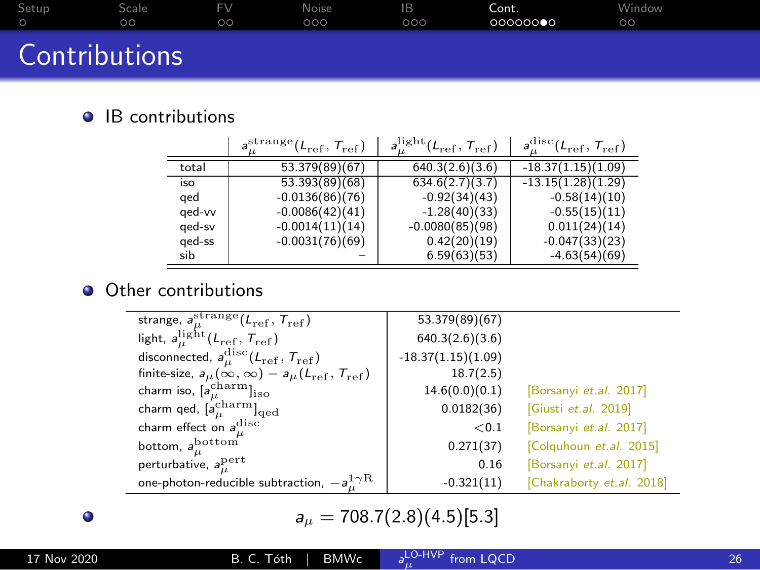# Contributions

- IB contributions

| | $a_\mu^{\rm strange}(L_{\rm ref}, T_{\rm ref})$ | $a_\mu^{\rm light}(L_{\rm ref}, T_{\rm ref})$ | $a_\mu^{\rm disc}(L_{\rm ref}, T_{\rm ref})$ |
|---|---|---|---|
| total | 53.379(89)(67) | 640.3(2.6)(3.6) | -18.37(1.15)(1.09) |
| iso | 53.393(89)(68) | 634.6(2.7)(3.7) | -13.15(1.28)(1.29) |
| qed | -0.0136(86)(76) | -0.92(34)(43) | -0.58(14)(10) |
| qed-vv | -0.0086(42)(41) | -1.28(40)(33) | -0.55(15)(11) |
| qed-sv | -0.0014(11)(14) | -0.0080(85)(98) | 0.011(24)(14) |
| qed-ss | -0.0031(76)(69) | 0.42(20)(19) | -0.047(33)(23) |
| sib | – | 6.59(63)(53) | -4.63(54)(69) |

- Other contributions

| | | |
|---|---|---|
| strange, $a_\mu^{\rm strange}(L_{\rm ref}, T_{\rm ref})$ | 53.379(89)(67) | |
| light, $a_\mu^{\rm light}(L_{\rm ref}, T_{\rm ref})$ | 640.3(2.6)(3.6) | |
| disconnected, $a_\mu^{\rm disc}(L_{\rm ref}, T_{\rm ref})$ | -18.37(1.15)(1.09) | |
| finite-size, $a_\mu(\infty, \infty) - a_\mu(L_{\rm ref}, T_{\rm ref})$ | 18.7(2.5) | |
| charm iso, $[a_\mu^{\rm charm}]_{\rm iso}$ | 14.6(0.0)(0.1) | [Borsanyi *et.al.* 2017] |
| charm qed, $[a_\mu^{\rm charm}]_{\rm qed}$ | 0.0182(36) | [Giusti *et.al.* 2019] |
| charm effect on $a_\mu^{\rm disc}$ | $<0.1$ | [Borsanyi *et.al.* 2017] |
| bottom, $a_\mu^{\rm bottom}$ | 0.271(37) | [Colquhoun *et.al.* 2015] |
| perturbative, $a_\mu^{\rm pert}$ | 0.16 | [Borsanyi *et.al.* 2017] |
| one-photon-reducible subtraction, $-a_\mu^{1\gamma\rm R}$ | -0.321(11) | [Chakraborty *et.al.* 2018] |

- $$a_\mu = 708.7(2.8)(4.5)[5.3]$$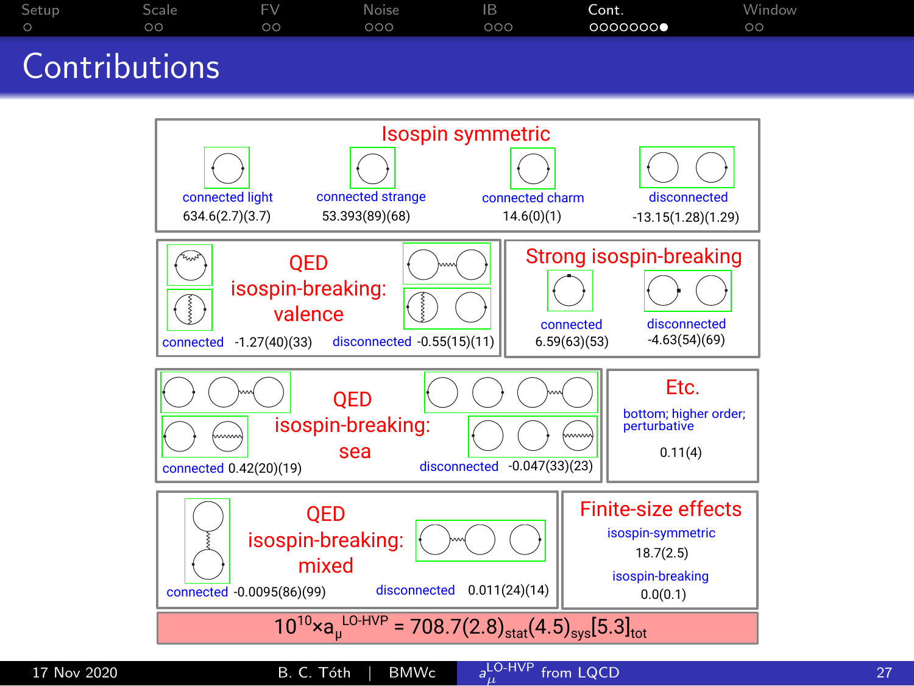# Contributions

### Isospin symmetric

| connected light | connected strange | connected charm | disconnected |
|---|---|---|---|
| 634.6(2.7)(3.7) | 53.393(89)(68) | 14.6(0)(1) | -13.15(1.28)(1.29) |

### QED isospin-breaking: valence

connected -1.27(40)(33)    disconnected -0.55(15)(11)

### Strong isospin-breaking

connected 6.59(63)(53)    disconnected -4.63(54)(69)

### QED isospin-breaking: sea

connected 0.42(20)(19)    disconnected -0.047(33)(23)

### Etc.

bottom; higher order; perturbative

0.11(4)

### QED isospin-breaking: mixed

connected -0.0095(86)(99)    disconnected 0.011(24)(14)

### Finite-size effects

isospin-symmetric 18.7(2.5)

isospin-breaking 0.0(0.1)

$$10^{10}\times a_\mu^{\text{LO-HVP}} = 708.7(2.8)_{\text{stat}}(4.5)_{\text{sys}}[5.3]_{\text{tot}}$$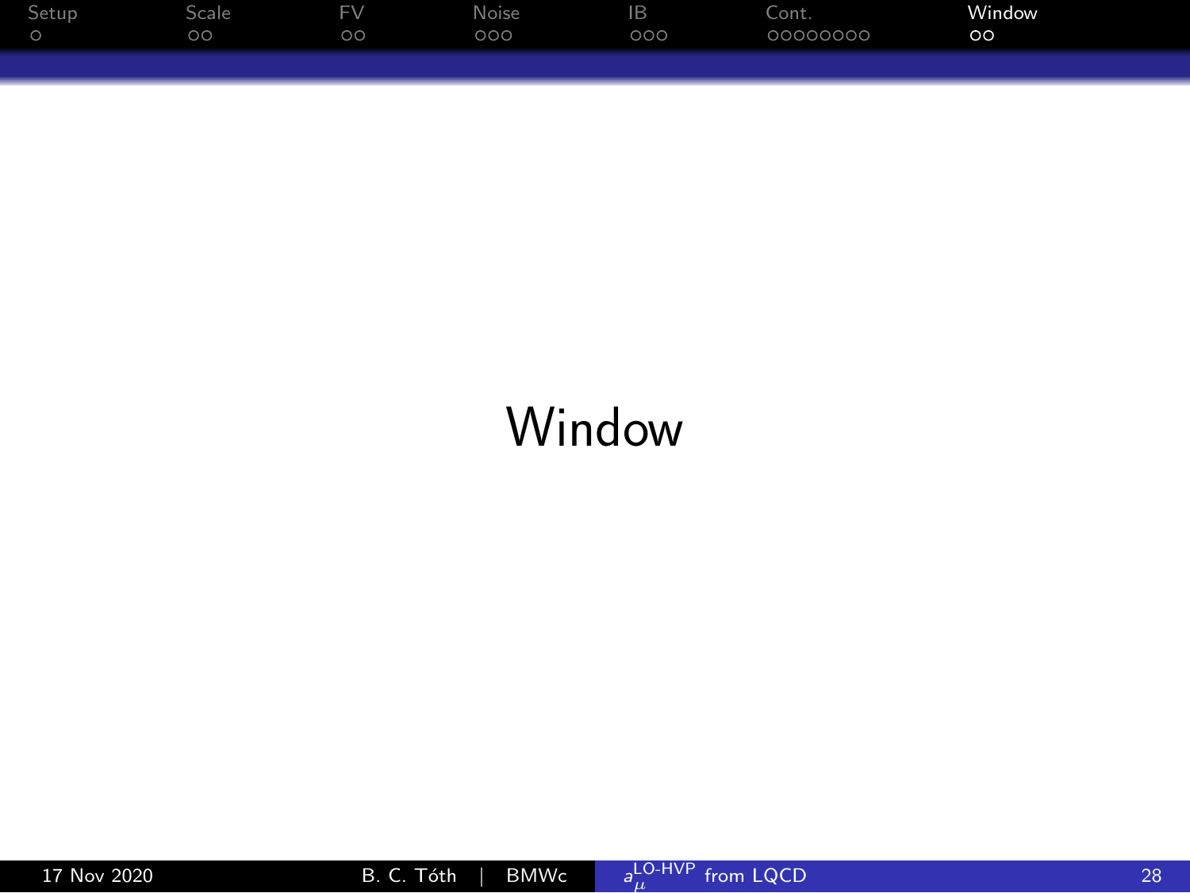# Window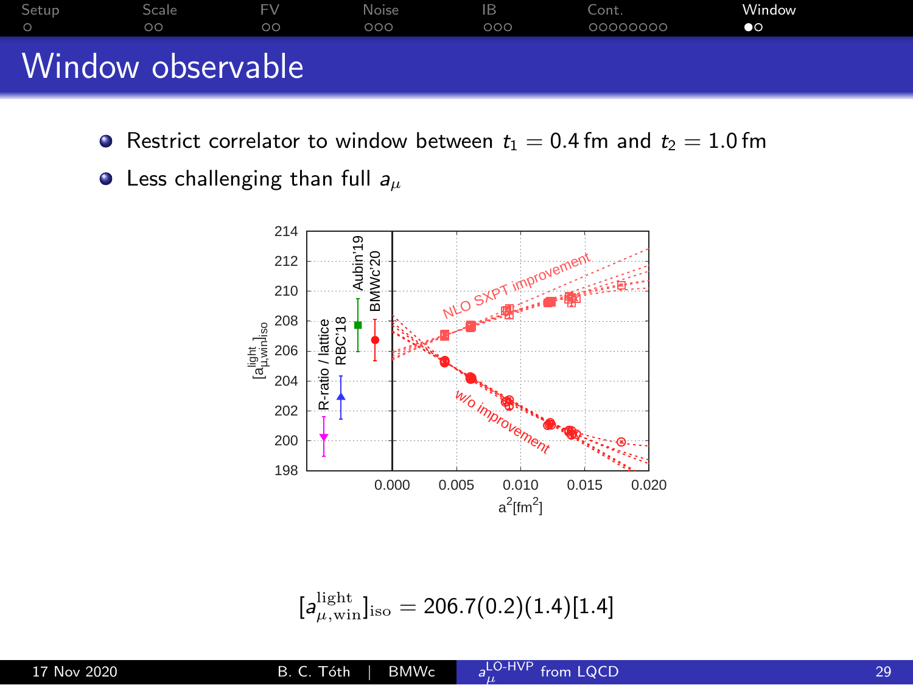# Window observable

- Restrict correlator to window between $t_1 = 0.4\,\text{fm}$ and $t_2 = 1.0\,\text{fm}$
- Less challenging than full $a_\mu$

$$[a_{\mu,\text{win}}^{\text{light}}]_{\text{iso}} = 206.7(0.2)(1.4)[1.4]$$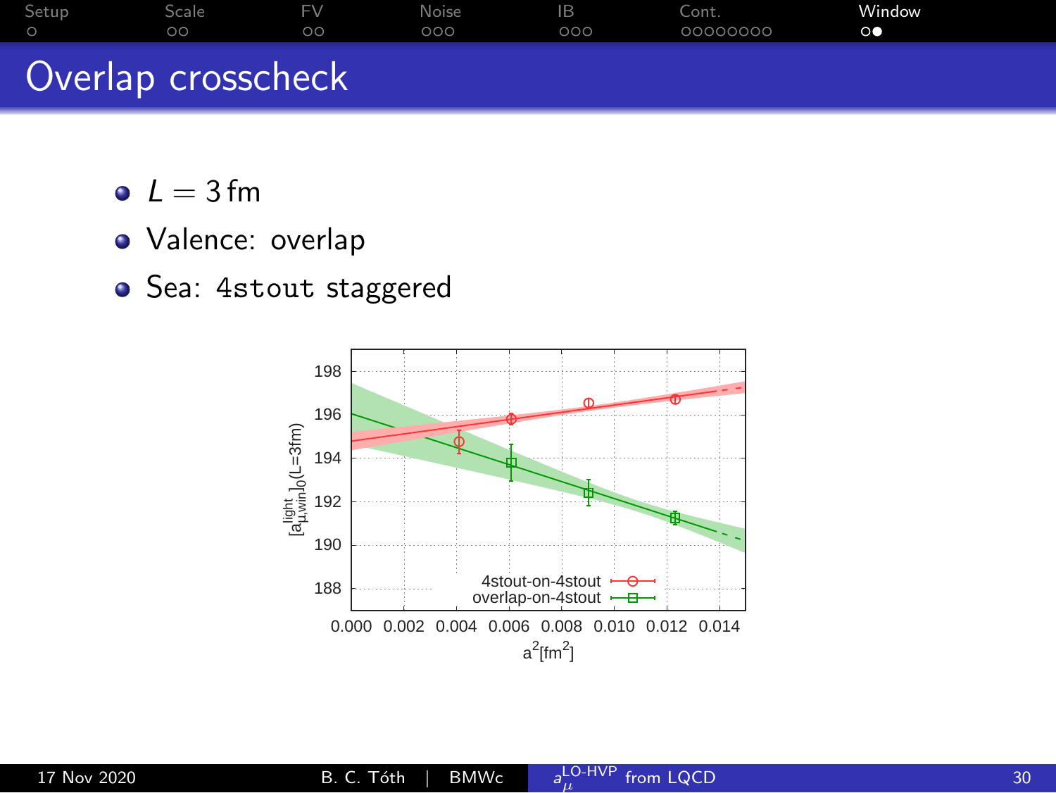# Overlap crosscheck

- $L = 3\,\text{fm}$
- Valence: overlap
- Sea: 4stout staggered